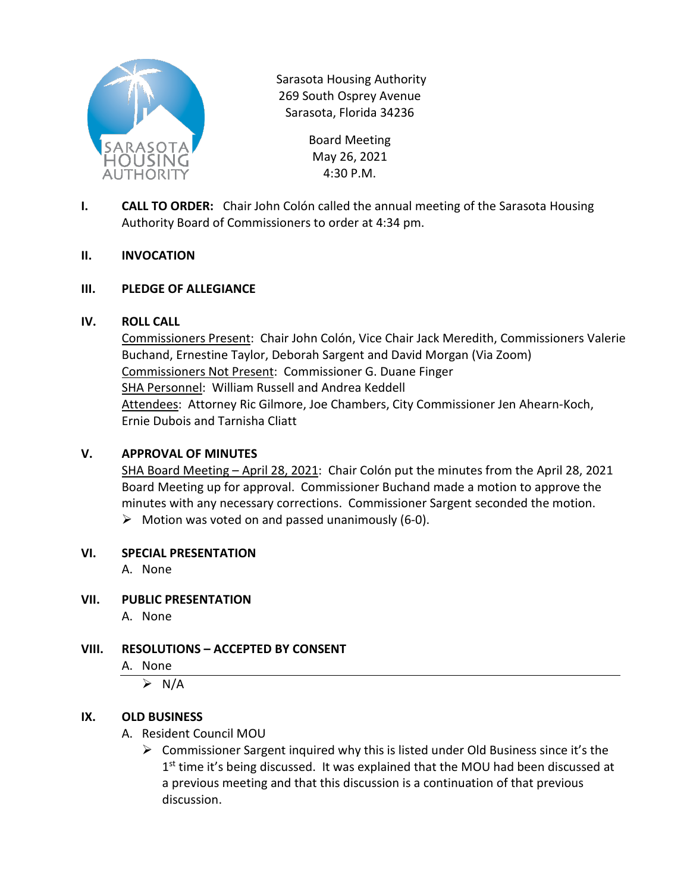Sarasota Housing Authority
269 South Osprey Avenue
Sarasota, Florida 34236

Board Meeting
May 26, 2021
4:30 P.M.

**I. CALL TO ORDER:** Chair John Colón called the annual meeting of the Sarasota Housing Authority Board of Commissioners to order at 4:34 pm.

**II. INVOCATION**

**III. PLEDGE OF ALLEGIANCE**

**IV. ROLL CALL**

Commissioners Present: Chair John Colón, Vice Chair Jack Meredith, Commissioners Valerie Buchand, Ernestine Taylor, Deborah Sargent and David Morgan (Via Zoom)
Commissioners Not Present: Commissioner G. Duane Finger
SHA Personnel: William Russell and Andrea Keddell
Attendees: Attorney Ric Gilmore, Joe Chambers, City Commissioner Jen Ahearn-Koch, Ernie Dubois and Tarnisha Cliatt

**V. APPROVAL OF MINUTES**

SHA Board Meeting – April 28, 2021: Chair Colón put the minutes from the April 28, 2021 Board Meeting up for approval. Commissioner Buchand made a motion to approve the minutes with any necessary corrections. Commissioner Sargent seconded the motion.

- Motion was voted on and passed unanimously (6-0).

**VI. SPECIAL PRESENTATION**

A. None

**VII. PUBLIC PRESENTATION**

A. None

**VIII. RESOLUTIONS – ACCEPTED BY CONSENT**

A. None

- N/A

**IX. OLD BUSINESS**

A. Resident Council MOU

- Commissioner Sargent inquired why this is listed under Old Business since it's the 1st time it's being discussed. It was explained that the MOU had been discussed at a previous meeting and that this discussion is a continuation of that previous discussion.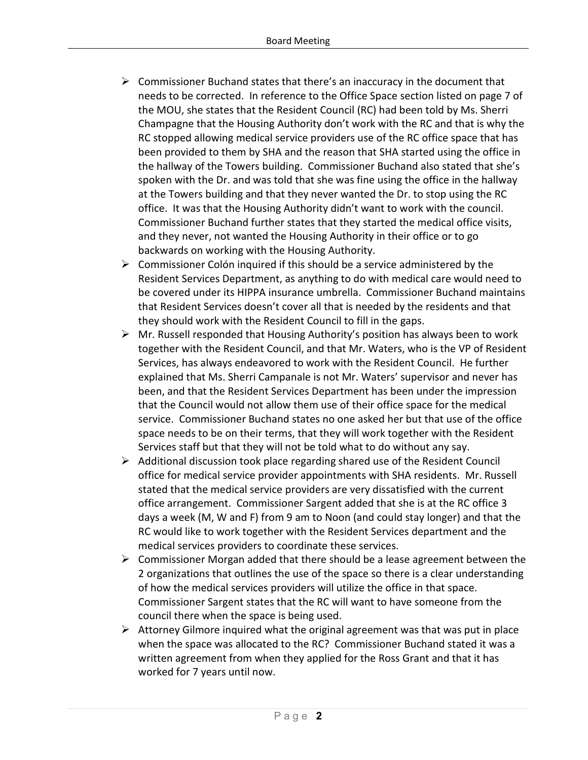- Commissioner Buchand states that there's an inaccuracy in the document that needs to be corrected. In reference to the Office Space section listed on page 7 of the MOU, she states that the Resident Council (RC) had been told by Ms. Sherri Champagne that the Housing Authority don't work with the RC and that is why the RC stopped allowing medical service providers use of the RC office space that has been provided to them by SHA and the reason that SHA started using the office in the hallway of the Towers building. Commissioner Buchand also stated that she's spoken with the Dr. and was told that she was fine using the office in the hallway at the Towers building and that they never wanted the Dr. to stop using the RC office. It was that the Housing Authority didn't want to work with the council. Commissioner Buchand further states that they started the medical office visits, and they never, not wanted the Housing Authority in their office or to go backwards on working with the Housing Authority.
- Commissioner Colón inquired if this should be a service administered by the Resident Services Department, as anything to do with medical care would need to be covered under its HIPPA insurance umbrella. Commissioner Buchand maintains that Resident Services doesn't cover all that is needed by the residents and that they should work with the Resident Council to fill in the gaps.
- Mr. Russell responded that Housing Authority's position has always been to work together with the Resident Council, and that Mr. Waters, who is the VP of Resident Services, has always endeavored to work with the Resident Council. He further explained that Ms. Sherri Campanale is not Mr. Waters' supervisor and never has been, and that the Resident Services Department has been under the impression that the Council would not allow them use of their office space for the medical service. Commissioner Buchand states no one asked her but that use of the office space needs to be on their terms, that they will work together with the Resident Services staff but that they will not be told what to do without any say.
- Additional discussion took place regarding shared use of the Resident Council office for medical service provider appointments with SHA residents. Mr. Russell stated that the medical service providers are very dissatisfied with the current office arrangement. Commissioner Sargent added that she is at the RC office 3 days a week (M, W and F) from 9 am to Noon (and could stay longer) and that the RC would like to work together with the Resident Services department and the medical services providers to coordinate these services.
- Commissioner Morgan added that there should be a lease agreement between the 2 organizations that outlines the use of the space so there is a clear understanding of how the medical services providers will utilize the office in that space. Commissioner Sargent states that the RC will want to have someone from the council there when the space is being used.
- Attorney Gilmore inquired what the original agreement was that was put in place when the space was allocated to the RC? Commissioner Buchand stated it was a written agreement from when they applied for the Ross Grant and that it has worked for 7 years until now.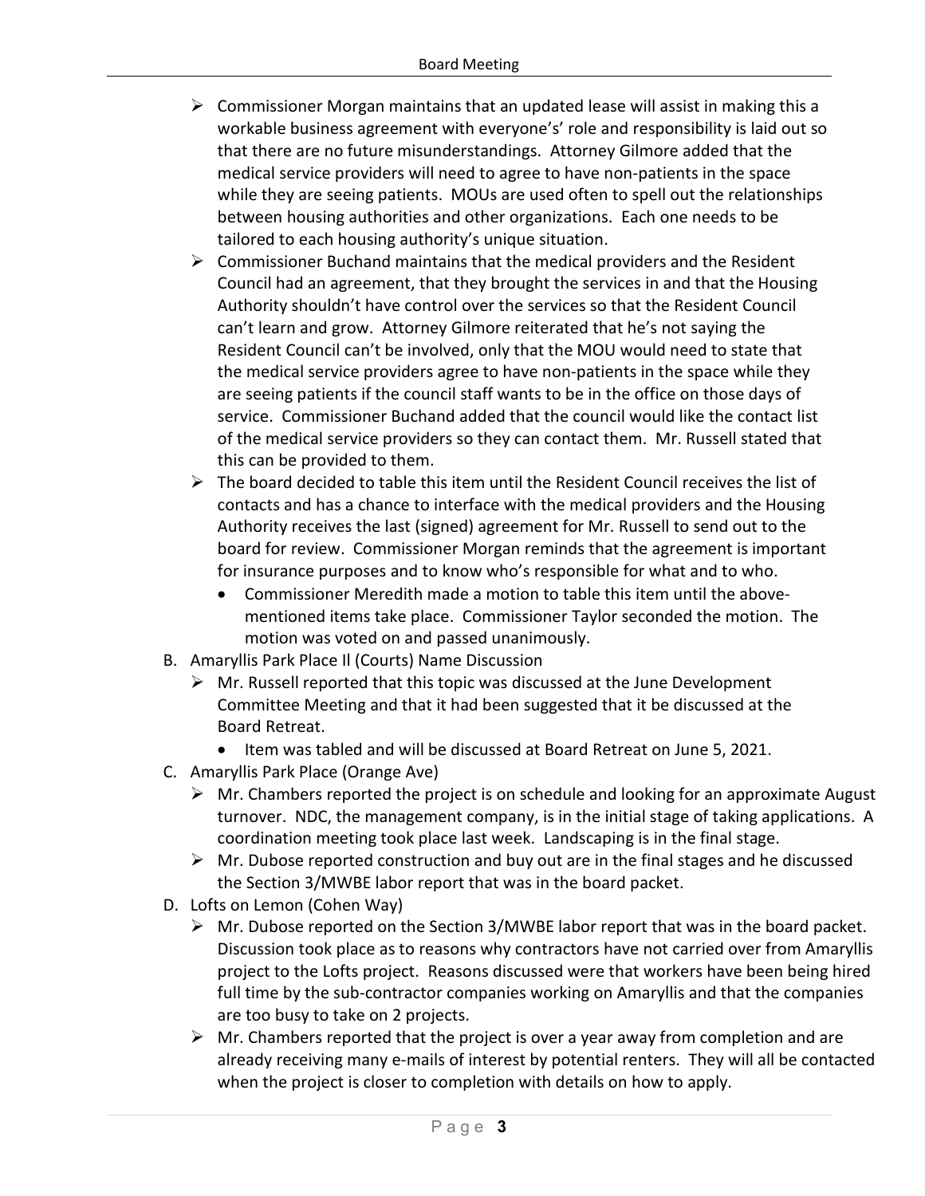- Commissioner Morgan maintains that an updated lease will assist in making this a workable business agreement with everyone's' role and responsibility is laid out so that there are no future misunderstandings. Attorney Gilmore added that the medical service providers will need to agree to have non-patients in the space while they are seeing patients. MOUs are used often to spell out the relationships between housing authorities and other organizations. Each one needs to be tailored to each housing authority's unique situation.
- Commissioner Buchand maintains that the medical providers and the Resident Council had an agreement, that they brought the services in and that the Housing Authority shouldn't have control over the services so that the Resident Council can't learn and grow. Attorney Gilmore reiterated that he's not saying the Resident Council can't be involved, only that the MOU would need to state that the medical service providers agree to have non-patients in the space while they are seeing patients if the council staff wants to be in the office on those days of service. Commissioner Buchand added that the council would like the contact list of the medical service providers so they can contact them. Mr. Russell stated that this can be provided to them.
- The board decided to table this item until the Resident Council receives the list of contacts and has a chance to interface with the medical providers and the Housing Authority receives the last (signed) agreement for Mr. Russell to send out to the board for review. Commissioner Morgan reminds that the agreement is important for insurance purposes and to know who's responsible for what and to who.
  - Commissioner Meredith made a motion to table this item until the above-mentioned items take place. Commissioner Taylor seconded the motion. The motion was voted on and passed unanimously.

B. Amaryllis Park Place II (Courts) Name Discussion
- Mr. Russell reported that this topic was discussed at the June Development Committee Meeting and that it had been suggested that it be discussed at the Board Retreat.
  - Item was tabled and will be discussed at Board Retreat on June 5, 2021.

C. Amaryllis Park Place (Orange Ave)
- Mr. Chambers reported the project is on schedule and looking for an approximate August turnover. NDC, the management company, is in the initial stage of taking applications. A coordination meeting took place last week. Landscaping is in the final stage.
- Mr. Dubose reported construction and buy out are in the final stages and he discussed the Section 3/MWBE labor report that was in the board packet.

D. Lofts on Lemon (Cohen Way)
- Mr. Dubose reported on the Section 3/MWBE labor report that was in the board packet. Discussion took place as to reasons why contractors have not carried over from Amaryllis project to the Lofts project. Reasons discussed were that workers have been being hired full time by the sub-contractor companies working on Amaryllis and that the companies are too busy to take on 2 projects.
- Mr. Chambers reported that the project is over a year away from completion and are already receiving many e-mails of interest by potential renters. They will all be contacted when the project is closer to completion with details on how to apply.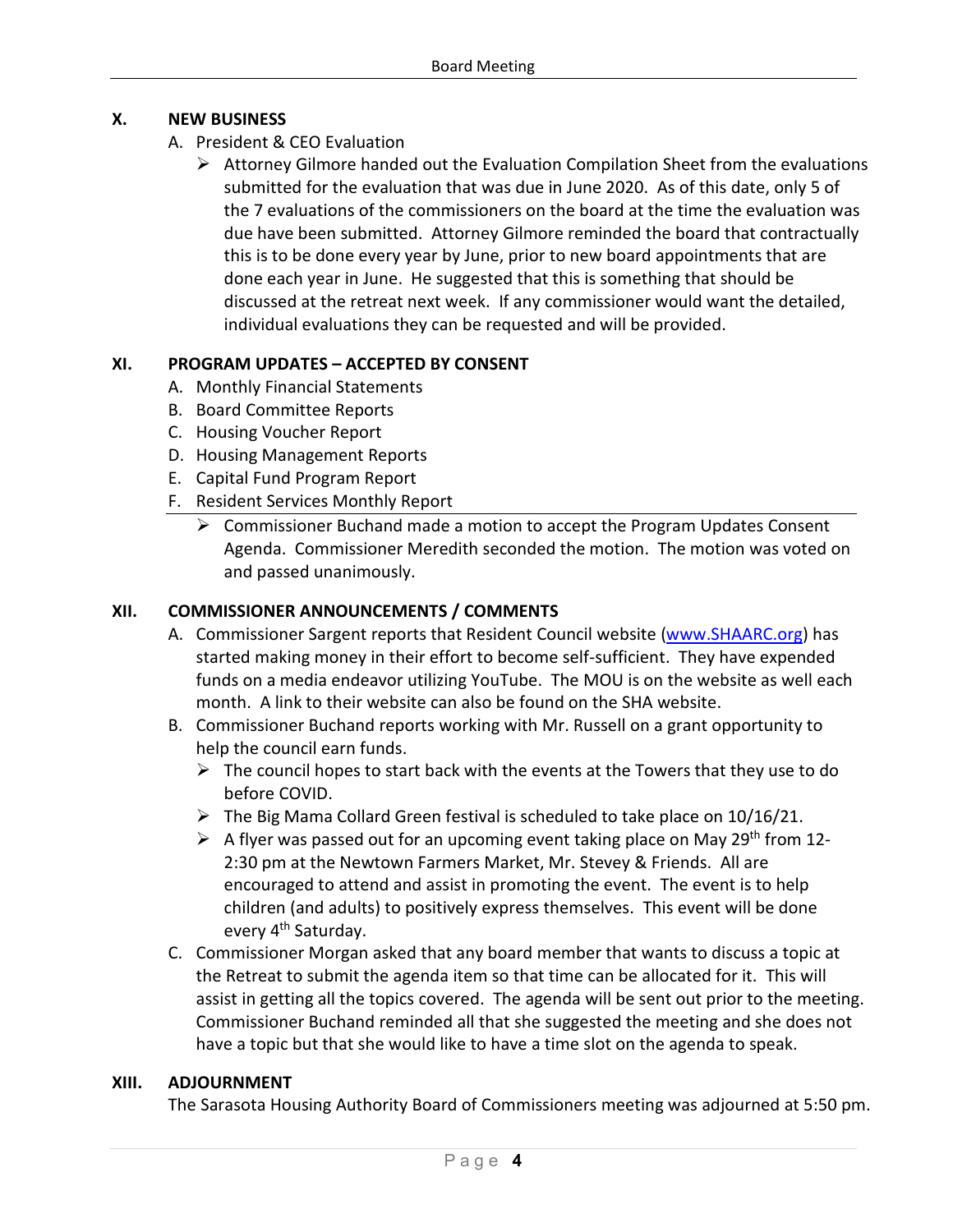## X. NEW BUSINESS

A. President & CEO Evaluation

- Attorney Gilmore handed out the Evaluation Compilation Sheet from the evaluations submitted for the evaluation that was due in June 2020. As of this date, only 5 of the 7 evaluations of the commissioners on the board at the time the evaluation was due have been submitted. Attorney Gilmore reminded the board that contractually this is to be done every year by June, prior to new board appointments that are done each year in June. He suggested that this is something that should be discussed at the retreat next week. If any commissioner would want the detailed, individual evaluations they can be requested and will be provided.

## XI. PROGRAM UPDATES – ACCEPTED BY CONSENT

A. Monthly Financial Statements
B. Board Committee Reports
C. Housing Voucher Report
D. Housing Management Reports
E. Capital Fund Program Report
F. Resident Services Monthly Report

- Commissioner Buchand made a motion to accept the Program Updates Consent Agenda. Commissioner Meredith seconded the motion. The motion was voted on and passed unanimously.

## XII. COMMISSIONER ANNOUNCEMENTS / COMMENTS

A. Commissioner Sargent reports that Resident Council website (www.SHAARC.org) has started making money in their effort to become self-sufficient. They have expended funds on a media endeavor utilizing YouTube. The MOU is on the website as well each month. A link to their website can also be found on the SHA website.

B. Commissioner Buchand reports working with Mr. Russell on a grant opportunity to help the council earn funds.
- The council hopes to start back with the events at the Towers that they use to do before COVID.
- The Big Mama Collard Green festival is scheduled to take place on 10/16/21.
- A flyer was passed out for an upcoming event taking place on May 29th from 12-2:30 pm at the Newtown Farmers Market, Mr. Stevey & Friends. All are encouraged to attend and assist in promoting the event. The event is to help children (and adults) to positively express themselves. This event will be done every 4th Saturday.

C. Commissioner Morgan asked that any board member that wants to discuss a topic at the Retreat to submit the agenda item so that time can be allocated for it. This will assist in getting all the topics covered. The agenda will be sent out prior to the meeting. Commissioner Buchand reminded all that she suggested the meeting and she does not have a topic but that she would like to have a time slot on the agenda to speak.

## XIII. ADJOURNMENT

The Sarasota Housing Authority Board of Commissioners meeting was adjourned at 5:50 pm.